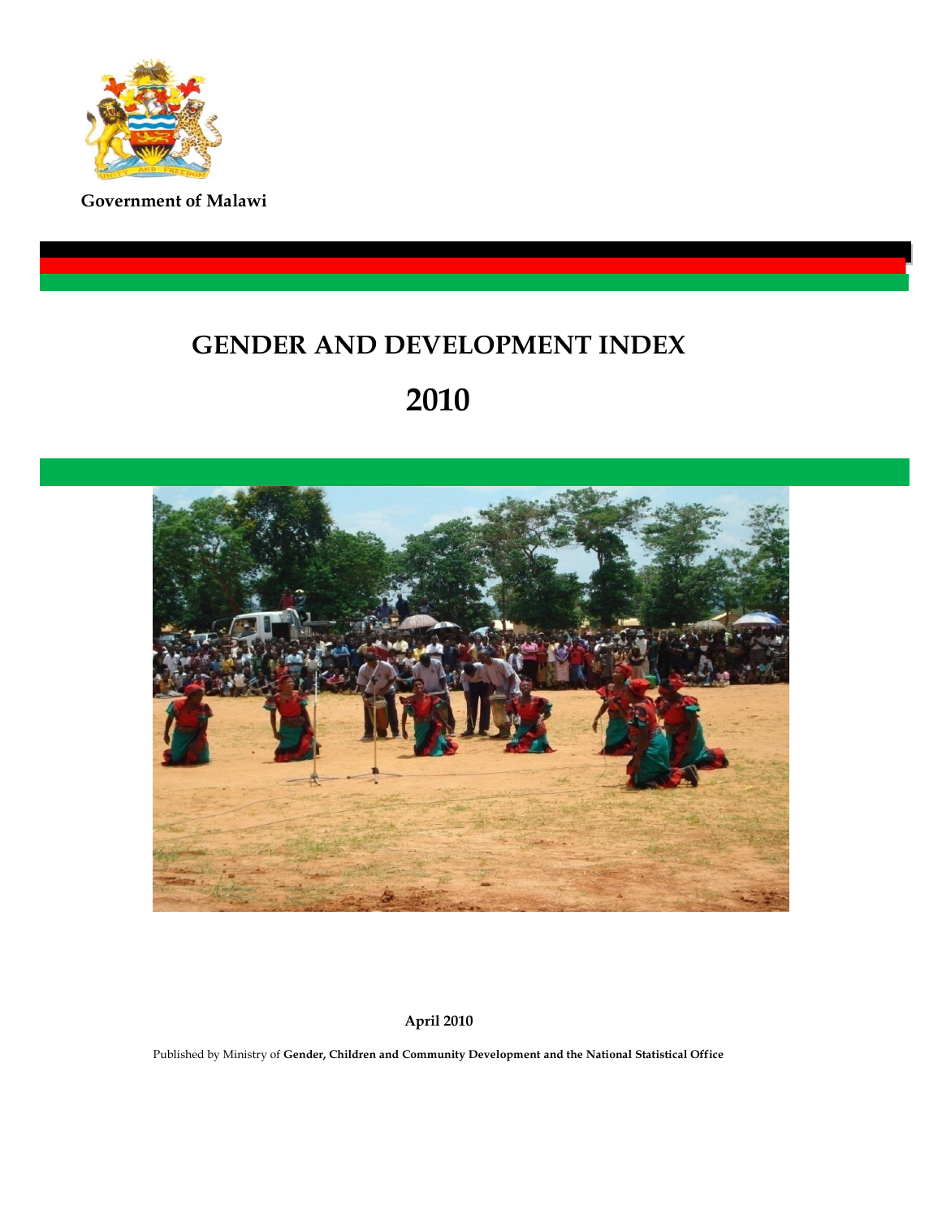**Government of Malawi**

# GENDER AND DEVELOPMENT INDEX

# 2010

**April 2010**

Published by Ministry of **Gender, Children and Community Development and the National Statistical Office**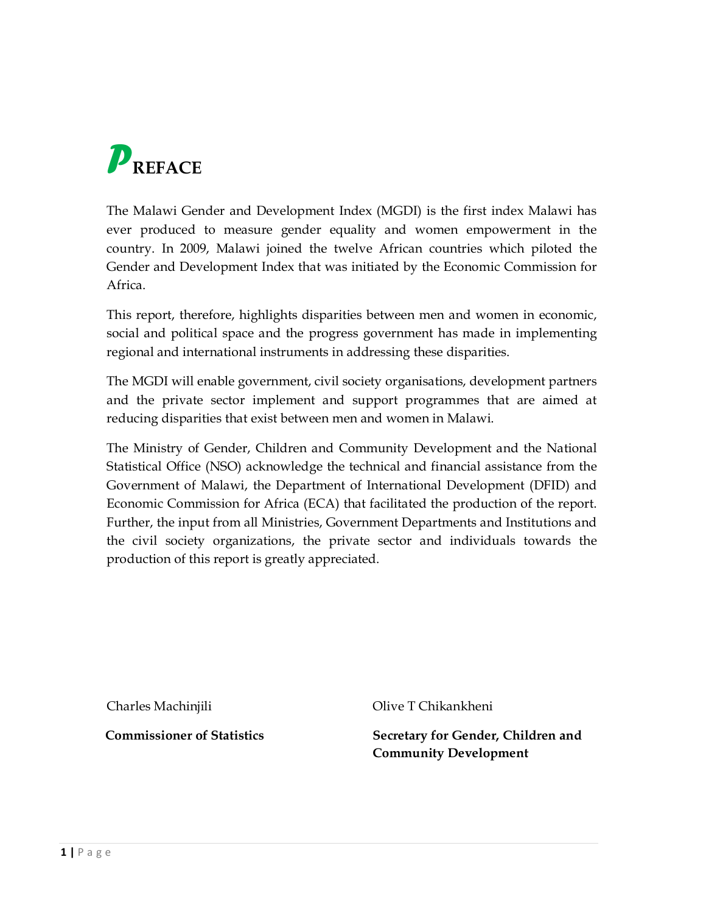# PREFACE

The Malawi Gender and Development Index (MGDI) is the first index Malawi has ever produced to measure gender equality and women empowerment in the country. In 2009, Malawi joined the twelve African countries which piloted the Gender and Development Index that was initiated by the Economic Commission for Africa.

This report, therefore, highlights disparities between men and women in economic, social and political space and the progress government has made in implementing regional and international instruments in addressing these disparities.

The MGDI will enable government, civil society organisations, development partners and the private sector implement and support programmes that are aimed at reducing disparities that exist between men and women in Malawi.

The Ministry of Gender, Children and Community Development and the National Statistical Office (NSO) acknowledge the technical and financial assistance from the Government of Malawi, the Department of International Development (DFID) and Economic Commission for Africa (ECA) that facilitated the production of the report. Further, the input from all Ministries, Government Departments and Institutions and the civil society organizations, the private sector and individuals towards the production of this report is greatly appreciated.

Charles Machinjili

**Commissioner of Statistics**

Olive T Chikankheni

**Secretary for Gender, Children and Community Development**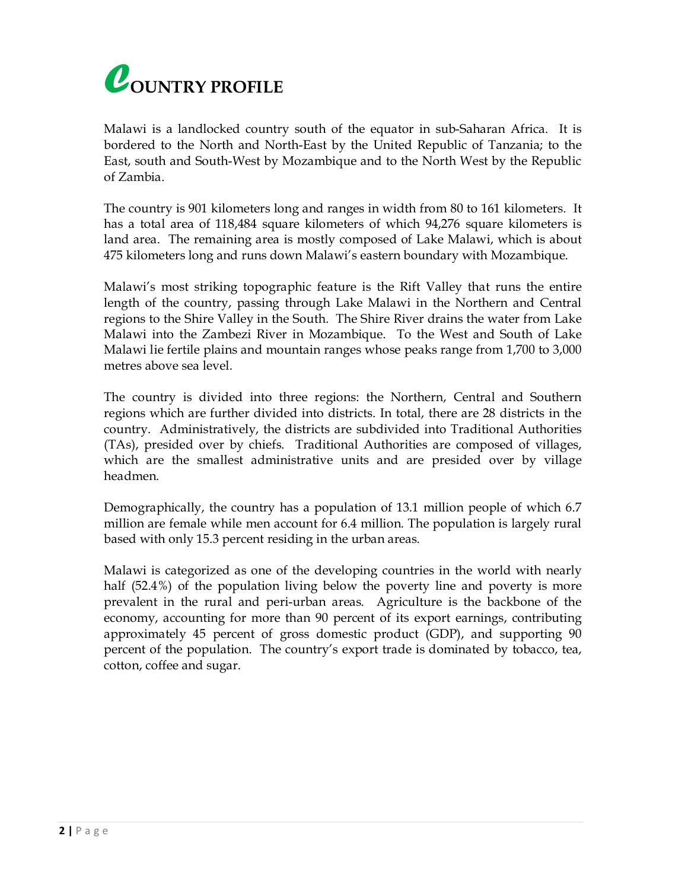# COUNTRY PROFILE

Malawi is a landlocked country south of the equator in sub-Saharan Africa. It is bordered to the North and North-East by the United Republic of Tanzania; to the East, south and South-West by Mozambique and to the North West by the Republic of Zambia.

The country is 901 kilometers long and ranges in width from 80 to 161 kilometers. It has a total area of 118,484 square kilometers of which 94,276 square kilometers is land area. The remaining area is mostly composed of Lake Malawi, which is about 475 kilometers long and runs down Malawi's eastern boundary with Mozambique.

Malawi's most striking topographic feature is the Rift Valley that runs the entire length of the country, passing through Lake Malawi in the Northern and Central regions to the Shire Valley in the South. The Shire River drains the water from Lake Malawi into the Zambezi River in Mozambique. To the West and South of Lake Malawi lie fertile plains and mountain ranges whose peaks range from 1,700 to 3,000 metres above sea level.

The country is divided into three regions: the Northern, Central and Southern regions which are further divided into districts. In total, there are 28 districts in the country. Administratively, the districts are subdivided into Traditional Authorities (TAs), presided over by chiefs. Traditional Authorities are composed of villages, which are the smallest administrative units and are presided over by village headmen.

Demographically, the country has a population of 13.1 million people of which 6.7 million are female while men account for 6.4 million. The population is largely rural based with only 15.3 percent residing in the urban areas.

Malawi is categorized as one of the developing countries in the world with nearly half (52.4%) of the population living below the poverty line and poverty is more prevalent in the rural and peri-urban areas. Agriculture is the backbone of the economy, accounting for more than 90 percent of its export earnings, contributing approximately 45 percent of gross domestic product (GDP), and supporting 90 percent of the population. The country's export trade is dominated by tobacco, tea, cotton, coffee and sugar.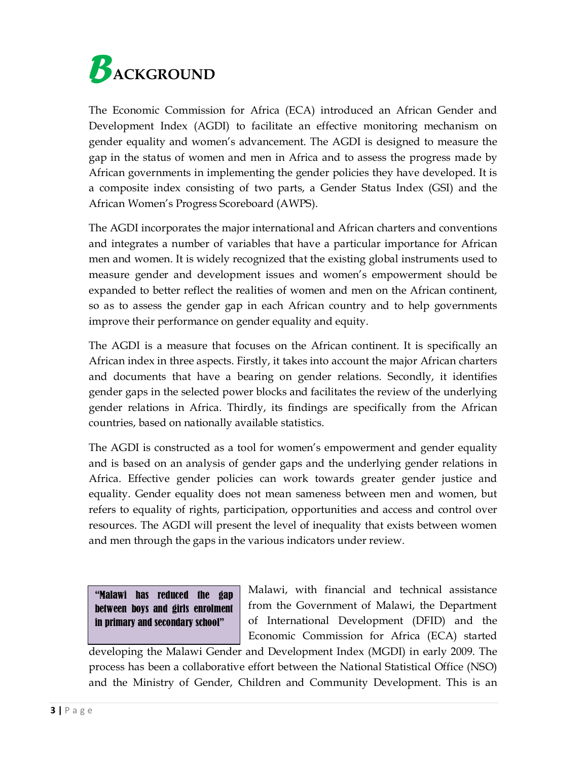# BACKGROUND

The Economic Commission for Africa (ECA) introduced an African Gender and Development Index (AGDI) to facilitate an effective monitoring mechanism on gender equality and women's advancement. The AGDI is designed to measure the gap in the status of women and men in Africa and to assess the progress made by African governments in implementing the gender policies they have developed. It is a composite index consisting of two parts, a Gender Status Index (GSI) and the African Women's Progress Scoreboard (AWPS).

The AGDI incorporates the major international and African charters and conventions and integrates a number of variables that have a particular importance for African men and women. It is widely recognized that the existing global instruments used to measure gender and development issues and women's empowerment should be expanded to better reflect the realities of women and men on the African continent, so as to assess the gender gap in each African country and to help governments improve their performance on gender equality and equity.

The AGDI is a measure that focuses on the African continent. It is specifically an African index in three aspects. Firstly, it takes into account the major African charters and documents that have a bearing on gender relations. Secondly, it identifies gender gaps in the selected power blocks and facilitates the review of the underlying gender relations in Africa. Thirdly, its findings are specifically from the African countries, based on nationally available statistics.

The AGDI is constructed as a tool for women's empowerment and gender equality and is based on an analysis of gender gaps and the underlying gender relations in Africa. Effective gender policies can work towards greater gender justice and equality. Gender equality does not mean sameness between men and women, but refers to equality of rights, participation, opportunities and access and control over resources. The AGDI will present the level of inequality that exists between women and men through the gaps in the various indicators under review.

> **"Malawi has reduced the gap between boys and girls enrolment in primary and secondary school"**

Malawi, with financial and technical assistance from the Government of Malawi, the Department of International Development (DFID) and the Economic Commission for Africa (ECA) started developing the Malawi Gender and Development Index (MGDI) in early 2009. The process has been a collaborative effort between the National Statistical Office (NSO) and the Ministry of Gender, Children and Community Development. This is an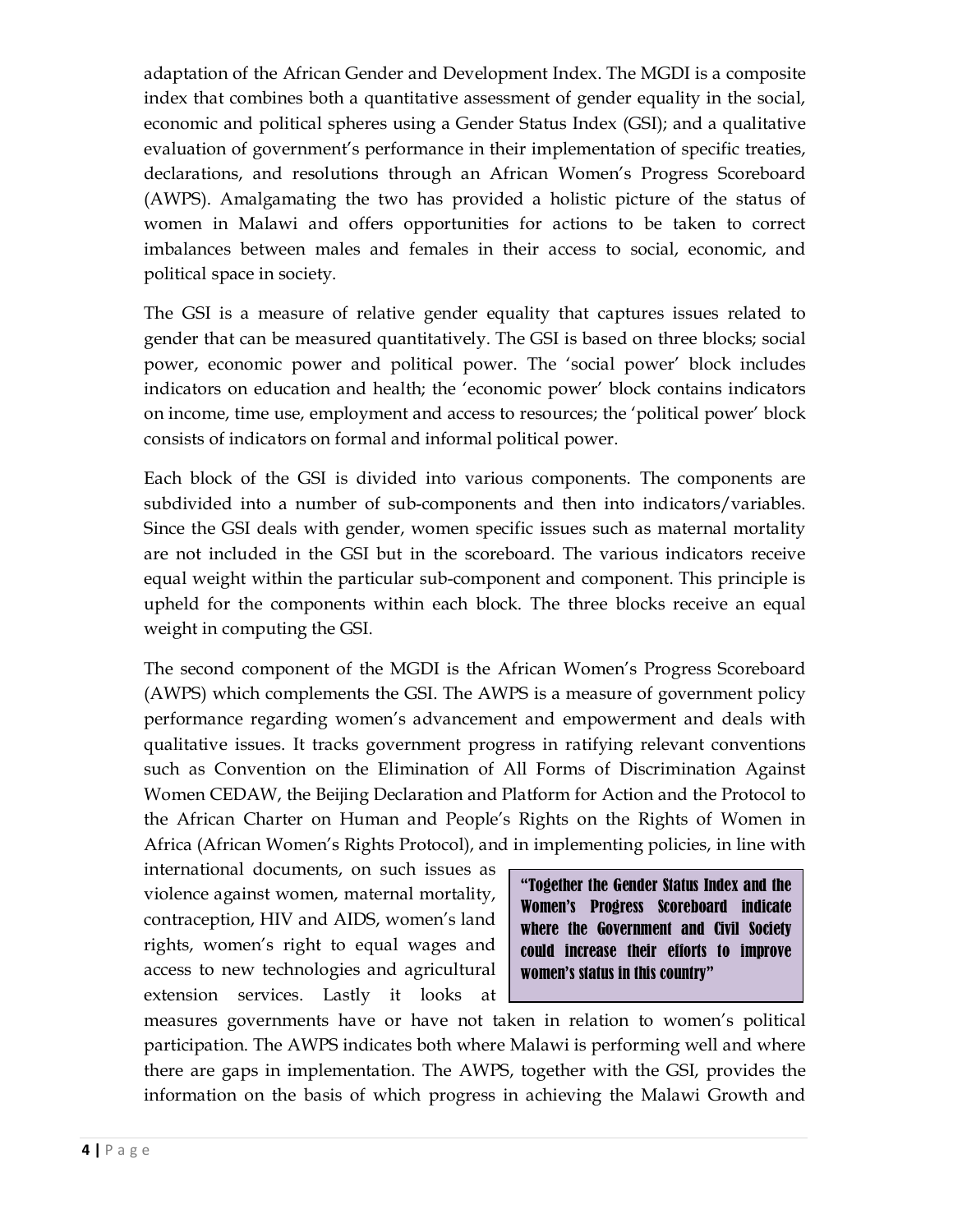adaptation of the African Gender and Development Index. The MGDI is a composite index that combines both a quantitative assessment of gender equality in the social, economic and political spheres using a Gender Status Index (GSI); and a qualitative evaluation of government's performance in their implementation of specific treaties, declarations, and resolutions through an African Women's Progress Scoreboard (AWPS). Amalgamating the two has provided a holistic picture of the status of women in Malawi and offers opportunities for actions to be taken to correct imbalances between males and females in their access to social, economic, and political space in society.

The GSI is a measure of relative gender equality that captures issues related to gender that can be measured quantitatively. The GSI is based on three blocks; social power, economic power and political power. The 'social power' block includes indicators on education and health; the 'economic power' block contains indicators on income, time use, employment and access to resources; the 'political power' block consists of indicators on formal and informal political power.

Each block of the GSI is divided into various components. The components are subdivided into a number of sub-components and then into indicators/variables. Since the GSI deals with gender, women specific issues such as maternal mortality are not included in the GSI but in the scoreboard. The various indicators receive equal weight within the particular sub-component and component. This principle is upheld for the components within each block. The three blocks receive an equal weight in computing the GSI.

The second component of the MGDI is the African Women's Progress Scoreboard (AWPS) which complements the GSI. The AWPS is a measure of government policy performance regarding women's advancement and empowerment and deals with qualitative issues. It tracks government progress in ratifying relevant conventions such as Convention on the Elimination of All Forms of Discrimination Against Women CEDAW, the Beijing Declaration and Platform for Action and the Protocol to the African Charter on Human and People's Rights on the Rights of Women in Africa (African Women's Rights Protocol), and in implementing policies, in line with international documents, on such issues as violence against women, maternal mortality, contraception, HIV and AIDS, women's land rights, women's right to equal wages and access to new technologies and agricultural extension services. Lastly it looks at measures governments have or have not taken in relation to women's political participation. The AWPS indicates both where Malawi is performing well and where there are gaps in implementation. The AWPS, together with the GSI, provides the information on the basis of which progress in achieving the Malawi Growth and

> **"Together the Gender Status Index and the Women's Progress Scoreboard indicate where the Government and Civil Society could increase their efforts to improve women's status in this country"**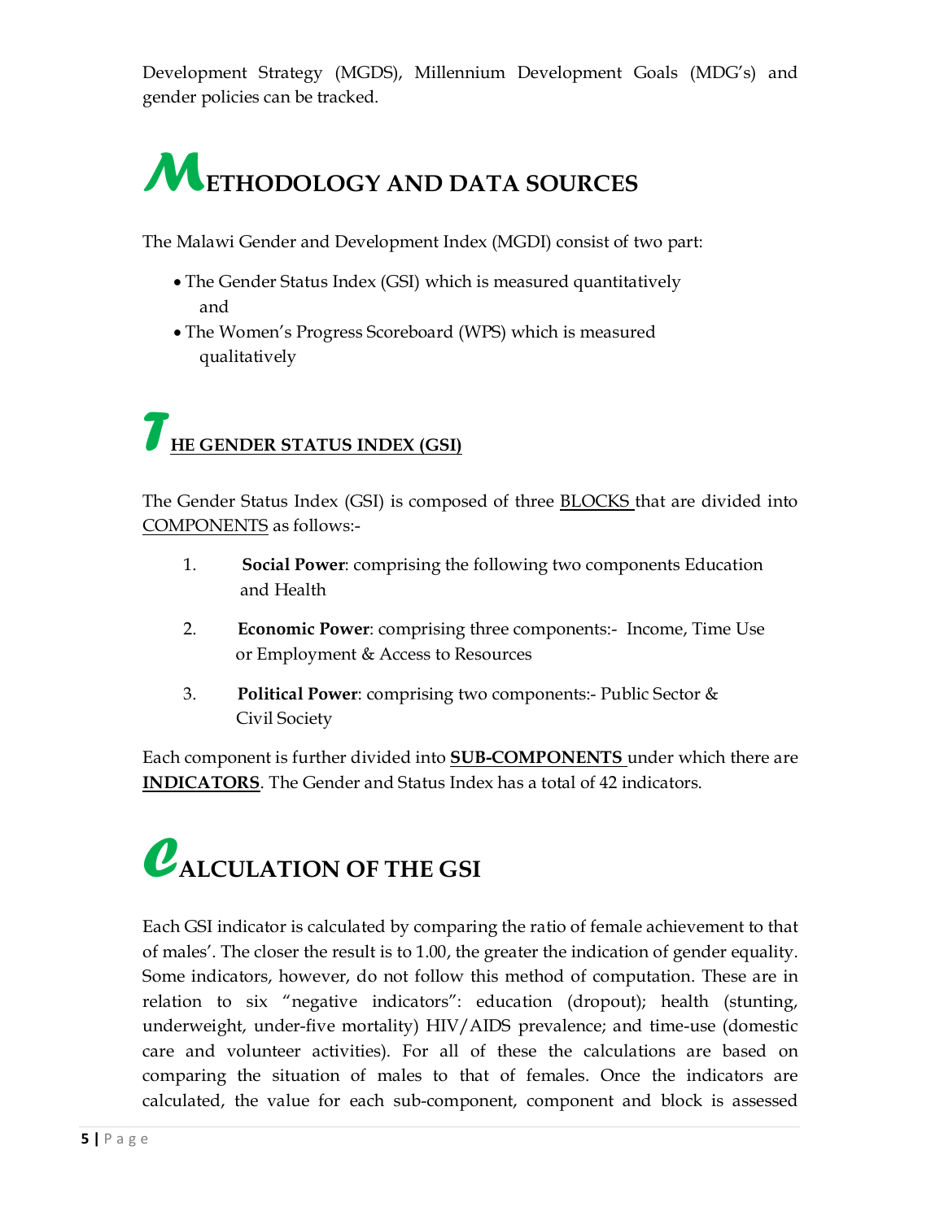Development Strategy (MGDS), Millennium Development Goals (MDG's) and gender policies can be tracked.

# METHODOLOGY AND DATA SOURCES

The Malawi Gender and Development Index (MGDI) consist of two part:

- The Gender Status Index (GSI) which is measured quantitatively and
- The Women's Progress Scoreboard (WPS) which is measured qualitatively

## THE GENDER STATUS INDEX (GSI)

The Gender Status Index (GSI) is composed of three BLOCKS that are divided into COMPONENTS as follows:-

1. **Social Power**: comprising the following two components Education and Health
2. **Economic Power**: comprising three components:- Income, Time Use or Employment & Access to Resources
3. **Political Power**: comprising two components:- Public Sector & Civil Society

Each component is further divided into **SUB-COMPONENTS** under which there are **INDICATORS**. The Gender and Status Index has a total of 42 indicators.

# CALCULATION OF THE GSI

Each GSI indicator is calculated by comparing the ratio of female achievement to that of males'. The closer the result is to 1.00, the greater the indication of gender equality. Some indicators, however, do not follow this method of computation. These are in relation to six "negative indicators": education (dropout); health (stunting, underweight, under-five mortality) HIV/AIDS prevalence; and time-use (domestic care and volunteer activities). For all of these the calculations are based on comparing the situation of males to that of females. Once the indicators are calculated, the value for each sub-component, component and block is assessed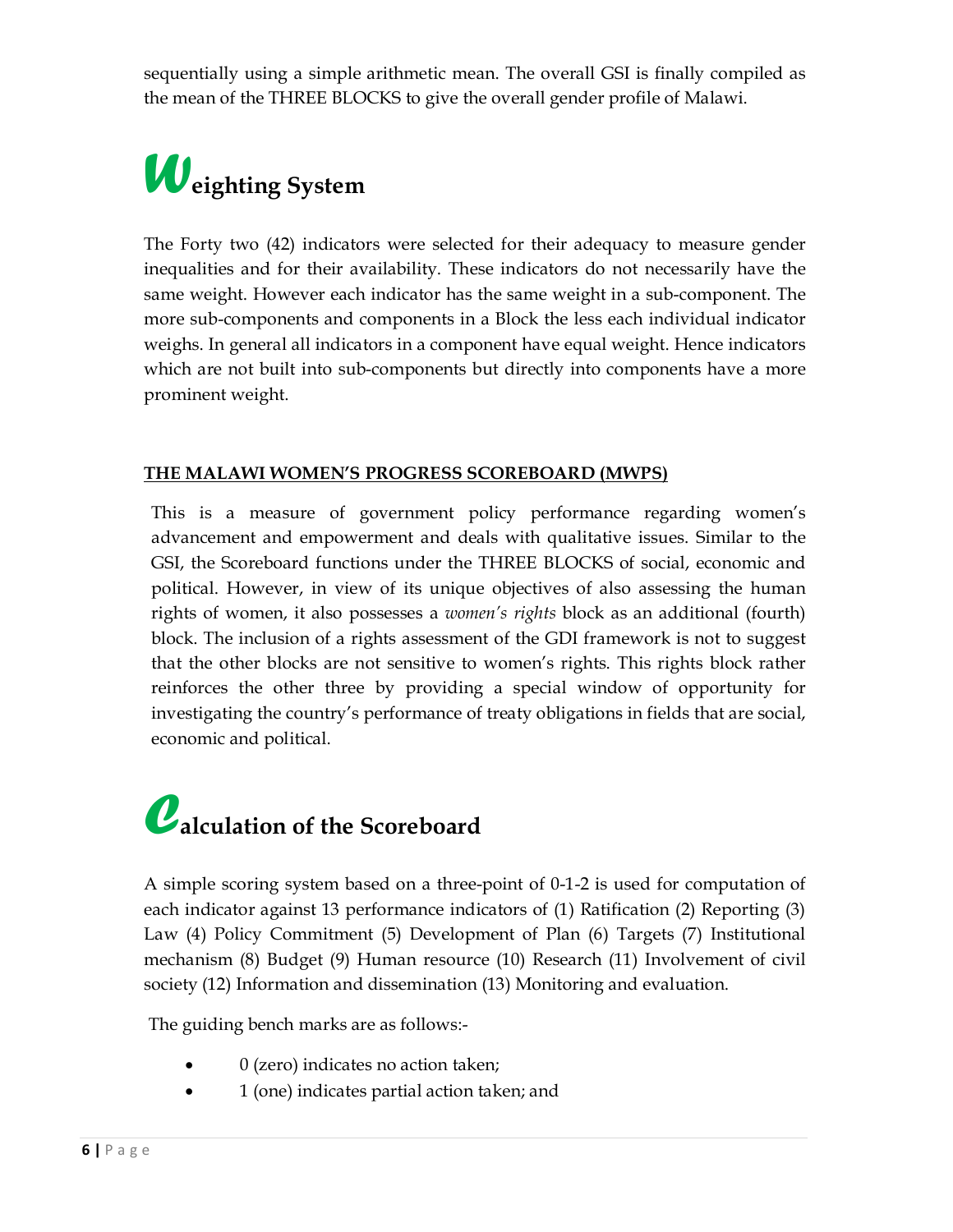sequentially using a simple arithmetic mean. The overall GSI is finally compiled as the mean of the THREE BLOCKS to give the overall gender profile of Malawi.

## Weighting System

The Forty two (42) indicators were selected for their adequacy to measure gender inequalities and for their availability. These indicators do not necessarily have the same weight. However each indicator has the same weight in a sub-component. The more sub-components and components in a Block the less each individual indicator weighs. In general all indicators in a component have equal weight. Hence indicators which are not built into sub-components but directly into components have a more prominent weight.

### THE MALAWI WOMEN'S PROGRESS SCOREBOARD (MWPS)

This is a measure of government policy performance regarding women's advancement and empowerment and deals with qualitative issues. Similar to the GSI, the Scoreboard functions under the THREE BLOCKS of social, economic and political. However, in view of its unique objectives of also assessing the human rights of women, it also possesses a *women's rights* block as an additional (fourth) block. The inclusion of a rights assessment of the GDI framework is not to suggest that the other blocks are not sensitive to women's rights. This rights block rather reinforces the other three by providing a special window of opportunity for investigating the country's performance of treaty obligations in fields that are social, economic and political.

## Calculation of the Scoreboard

A simple scoring system based on a three-point of 0-1-2 is used for computation of each indicator against 13 performance indicators of (1) Ratification (2) Reporting (3) Law (4) Policy Commitment (5) Development of Plan (6) Targets (7) Institutional mechanism (8) Budget (9) Human resource (10) Research (11) Involvement of civil society (12) Information and dissemination (13) Monitoring and evaluation.

The guiding bench marks are as follows:-

- 0 (zero) indicates no action taken;
- 1 (one) indicates partial action taken; and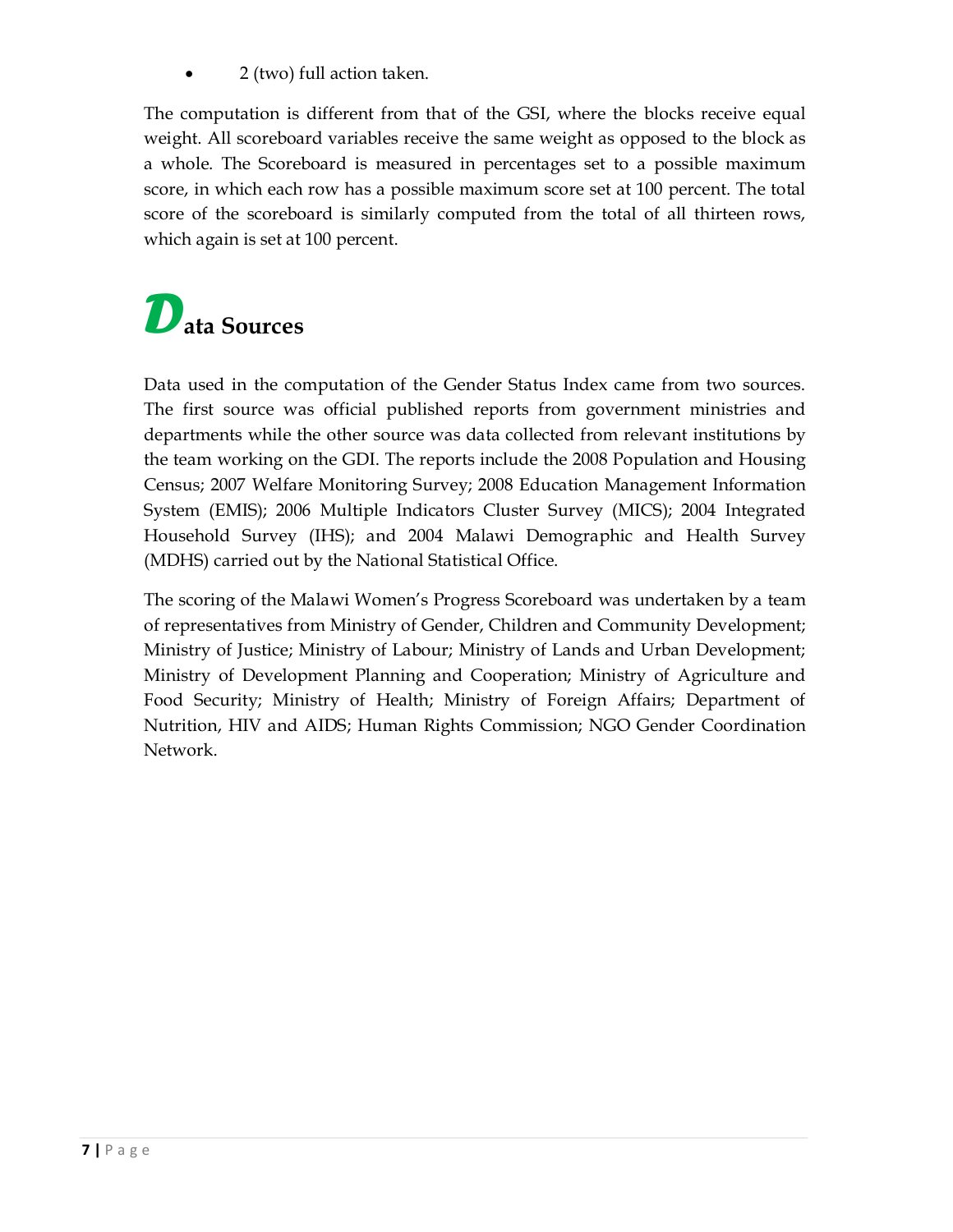- 2 (two) full action taken.

The computation is different from that of the GSI, where the blocks receive equal weight. All scoreboard variables receive the same weight as opposed to the block as a whole. The Scoreboard is measured in percentages set to a possible maximum score, in which each row has a possible maximum score set at 100 percent. The total score of the scoreboard is similarly computed from the total of all thirteen rows, which again is set at 100 percent.

# Data Sources

Data used in the computation of the Gender Status Index came from two sources. The first source was official published reports from government ministries and departments while the other source was data collected from relevant institutions by the team working on the GDI. The reports include the 2008 Population and Housing Census; 2007 Welfare Monitoring Survey; 2008 Education Management Information System (EMIS); 2006 Multiple Indicators Cluster Survey (MICS); 2004 Integrated Household Survey (IHS); and 2004 Malawi Demographic and Health Survey (MDHS) carried out by the National Statistical Office.

The scoring of the Malawi Women's Progress Scoreboard was undertaken by a team of representatives from Ministry of Gender, Children and Community Development; Ministry of Justice; Ministry of Labour; Ministry of Lands and Urban Development; Ministry of Development Planning and Cooperation; Ministry of Agriculture and Food Security; Ministry of Health; Ministry of Foreign Affairs; Department of Nutrition, HIV and AIDS; Human Rights Commission; NGO Gender Coordination Network.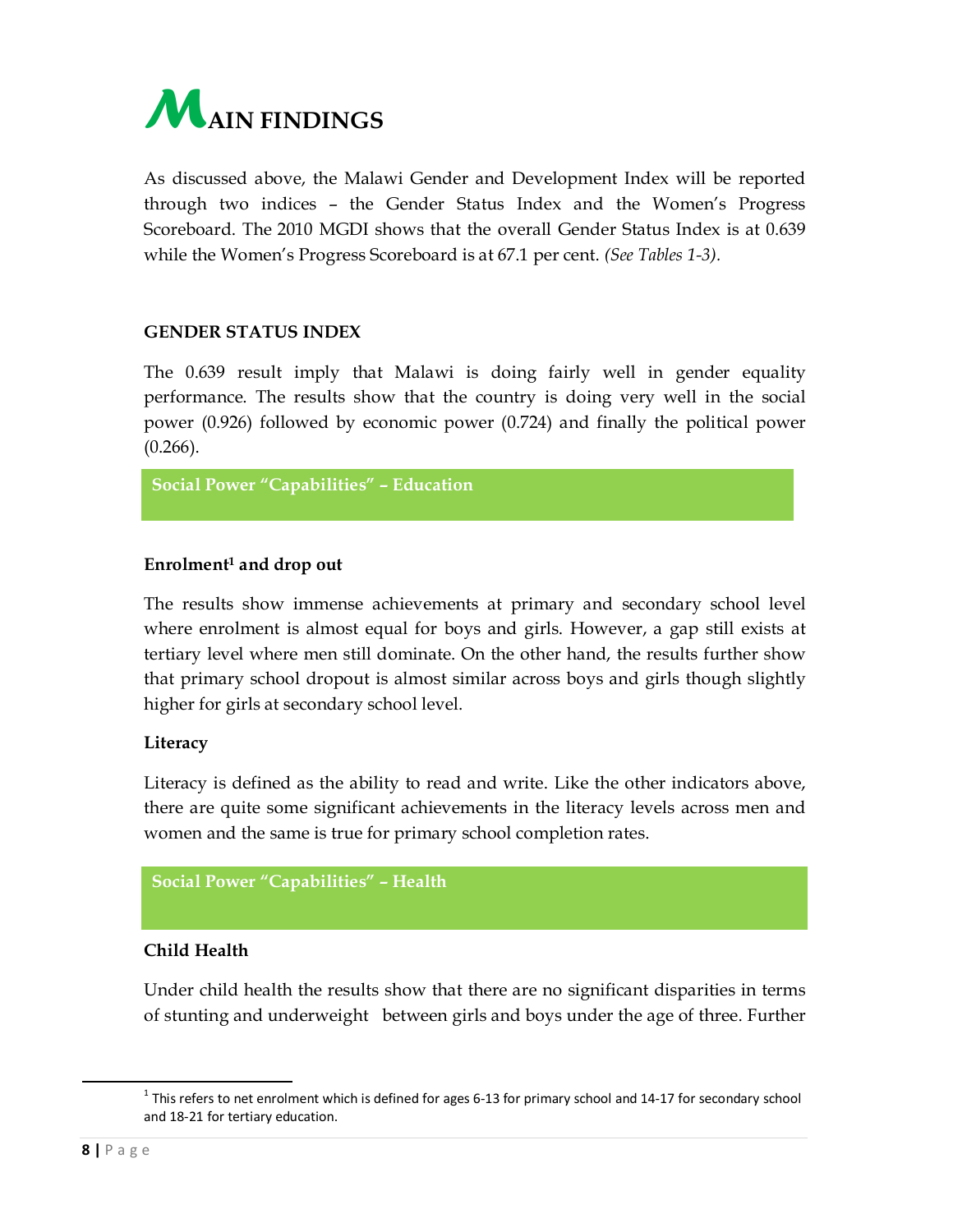# MAIN FINDINGS

As discussed above, the Malawi Gender and Development Index will be reported through two indices – the Gender Status Index and the Women's Progress Scoreboard. The 2010 MGDI shows that the overall Gender Status Index is at 0.639 while the Women's Progress Scoreboard is at 67.1 per cent. *(See Tables 1-3)*.

## GENDER STATUS INDEX

The 0.639 result imply that Malawi is doing fairly well in gender equality performance. The results show that the country is doing very well in the social power (0.926) followed by economic power (0.724) and finally the political power (0.266).

### Social Power "Capabilities" – Education

#### Enrolment[1] and drop out

The results show immense achievements at primary and secondary school level where enrolment is almost equal for boys and girls. However, a gap still exists at tertiary level where men still dominate. On the other hand, the results further show that primary school dropout is almost similar across boys and girls though slightly higher for girls at secondary school level.

#### Literacy

Literacy is defined as the ability to read and write. Like the other indicators above, there are quite some significant achievements in the literacy levels across men and women and the same is true for primary school completion rates.

### Social Power "Capabilities" – Health

#### Child Health

Under child health the results show that there are no significant disparities in terms of stunting and underweight between girls and boys under the age of three. Further

[1] This refers to net enrolment which is defined for ages 6-13 for primary school and 14-17 for secondary school and 18-21 for tertiary education.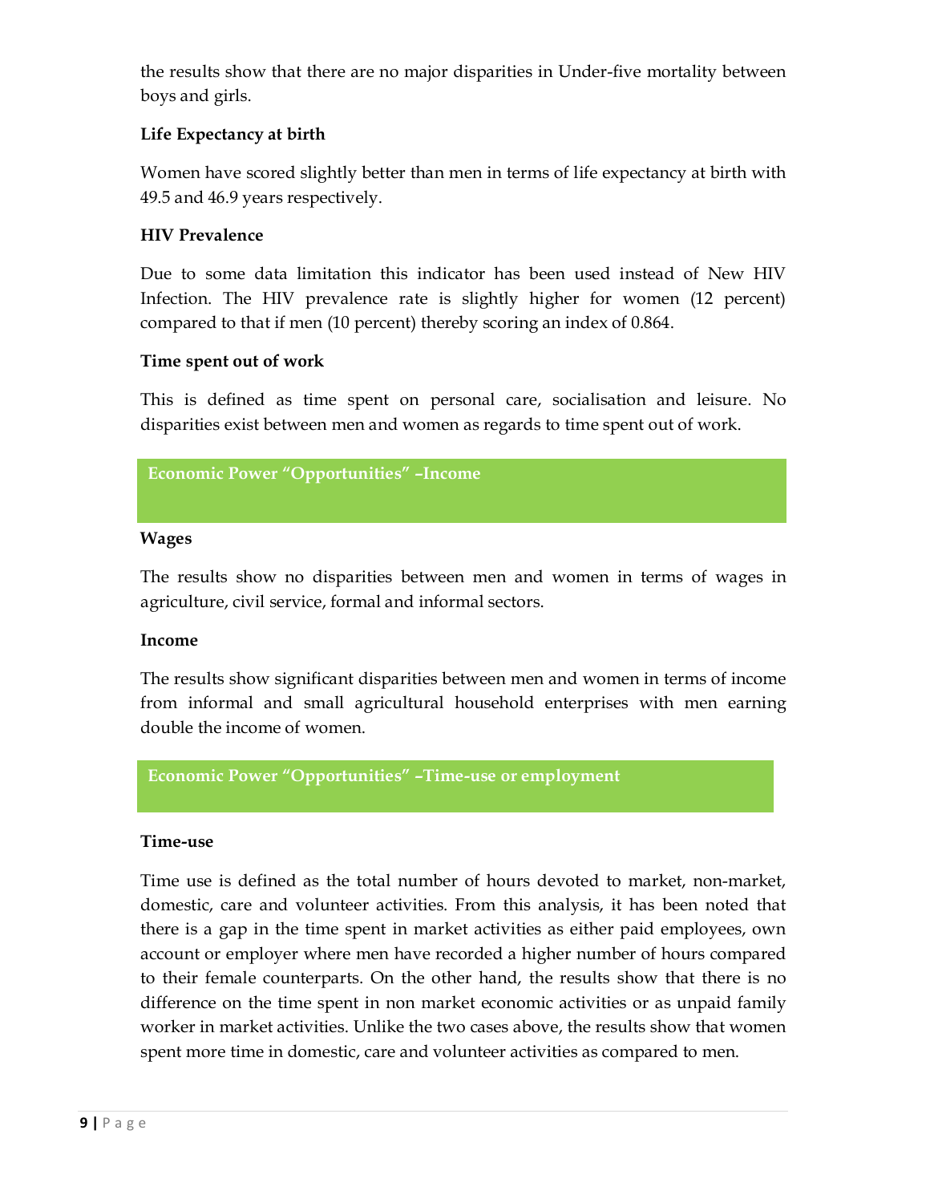the results show that there are no major disparities in Under-five mortality between boys and girls.

**Life Expectancy at birth**

Women have scored slightly better than men in terms of life expectancy at birth with 49.5 and 46.9 years respectively.

**HIV Prevalence**

Due to some data limitation this indicator has been used instead of New HIV Infection. The HIV prevalence rate is slightly higher for women (12 percent) compared to that if men (10 percent) thereby scoring an index of 0.864.

**Time spent out of work**

This is defined as time spent on personal care, socialisation and leisure. No disparities exist between men and women as regards to time spent out of work.

## Economic Power "Opportunities" –Income

**Wages**

The results show no disparities between men and women in terms of wages in agriculture, civil service, formal and informal sectors.

**Income**

The results show significant disparities between men and women in terms of income from informal and small agricultural household enterprises with men earning double the income of women.

## Economic Power "Opportunities" –Time-use or employment

**Time-use**

Time use is defined as the total number of hours devoted to market, non-market, domestic, care and volunteer activities. From this analysis, it has been noted that there is a gap in the time spent in market activities as either paid employees, own account or employer where men have recorded a higher number of hours compared to their female counterparts. On the other hand, the results show that there is no difference on the time spent in non market economic activities or as unpaid family worker in market activities. Unlike the two cases above, the results show that women spent more time in domestic, care and volunteer activities as compared to men.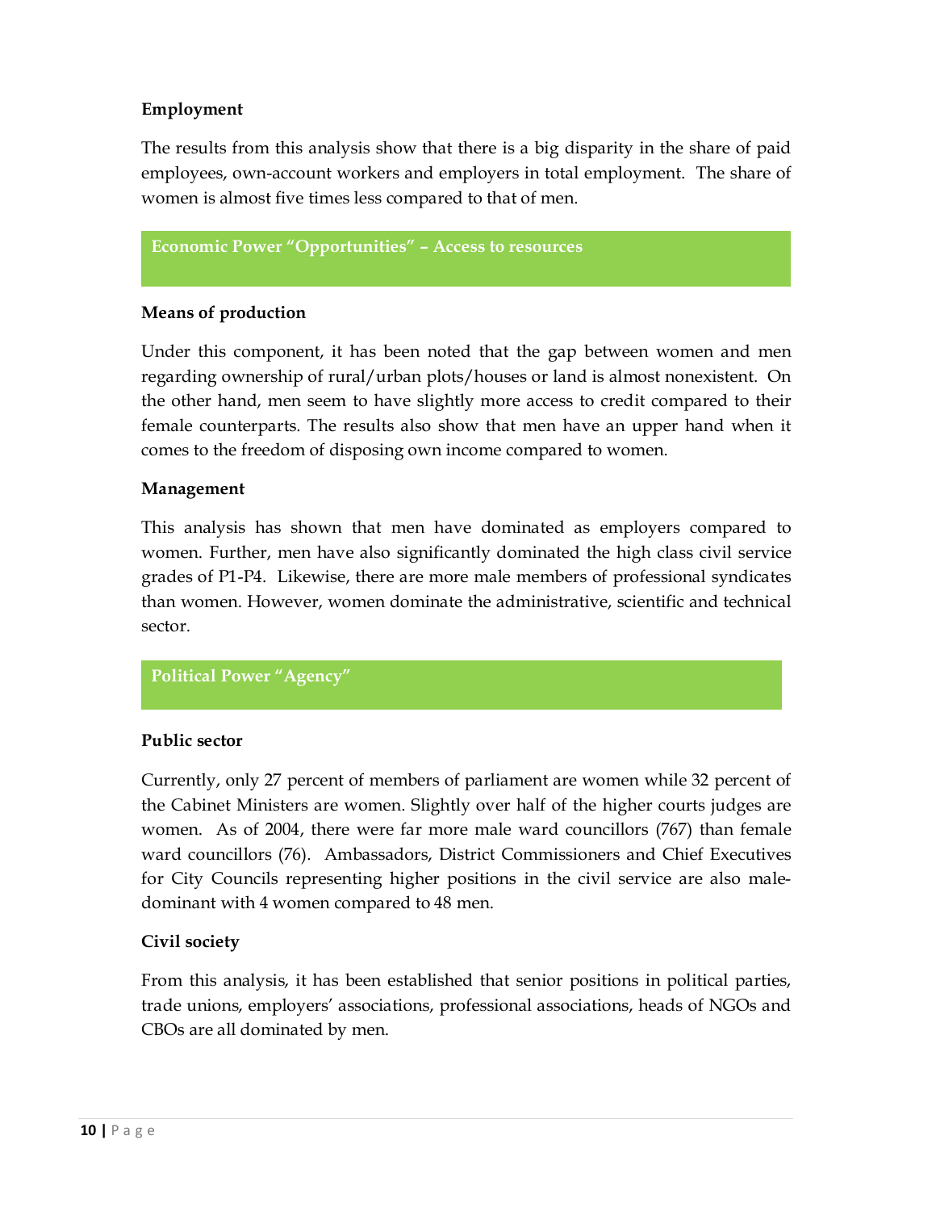**Employment**

The results from this analysis show that there is a big disparity in the share of paid employees, own-account workers and employers in total employment. The share of women is almost five times less compared to that of men.

## Economic Power "Opportunities" – Access to resources

**Means of production**

Under this component, it has been noted that the gap between women and men regarding ownership of rural/urban plots/houses or land is almost nonexistent. On the other hand, men seem to have slightly more access to credit compared to their female counterparts. The results also show that men have an upper hand when it comes to the freedom of disposing own income compared to women.

**Management**

This analysis has shown that men have dominated as employers compared to women. Further, men have also significantly dominated the high class civil service grades of P1-P4. Likewise, there are more male members of professional syndicates than women. However, women dominate the administrative, scientific and technical sector.

## Political Power "Agency"

**Public sector**

Currently, only 27 percent of members of parliament are women while 32 percent of the Cabinet Ministers are women. Slightly over half of the higher courts judges are women. As of 2004, there were far more male ward councillors (767) than female ward councillors (76). Ambassadors, District Commissioners and Chief Executives for City Councils representing higher positions in the civil service are also male-dominant with 4 women compared to 48 men.

**Civil society**

From this analysis, it has been established that senior positions in political parties, trade unions, employers' associations, professional associations, heads of NGOs and CBOs are all dominated by men.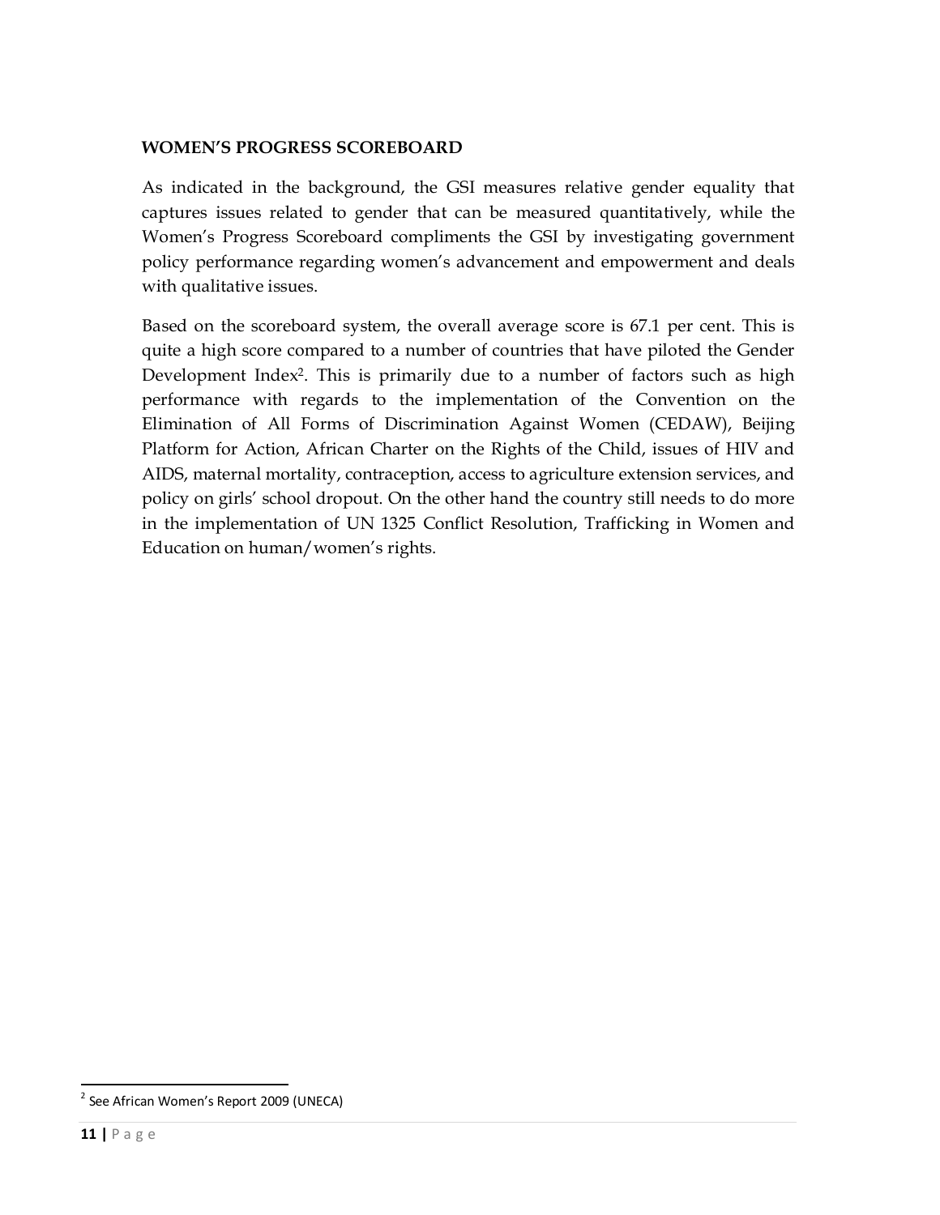## WOMEN'S PROGRESS SCOREBOARD

As indicated in the background, the GSI measures relative gender equality that captures issues related to gender that can be measured quantitatively, while the Women's Progress Scoreboard compliments the GSI by investigating government policy performance regarding women's advancement and empowerment and deals with qualitative issues.

Based on the scoreboard system, the overall average score is 67.1 per cent. This is quite a high score compared to a number of countries that have piloted the Gender Development Index[2]. This is primarily due to a number of factors such as high performance with regards to the implementation of the Convention on the Elimination of All Forms of Discrimination Against Women (CEDAW), Beijing Platform for Action, African Charter on the Rights of the Child, issues of HIV and AIDS, maternal mortality, contraception, access to agriculture extension services, and policy on girls' school dropout. On the other hand the country still needs to do more in the implementation of UN 1325 Conflict Resolution, Trafficking in Women and Education on human/women's rights.

[2] See African Women's Report 2009 (UNECA)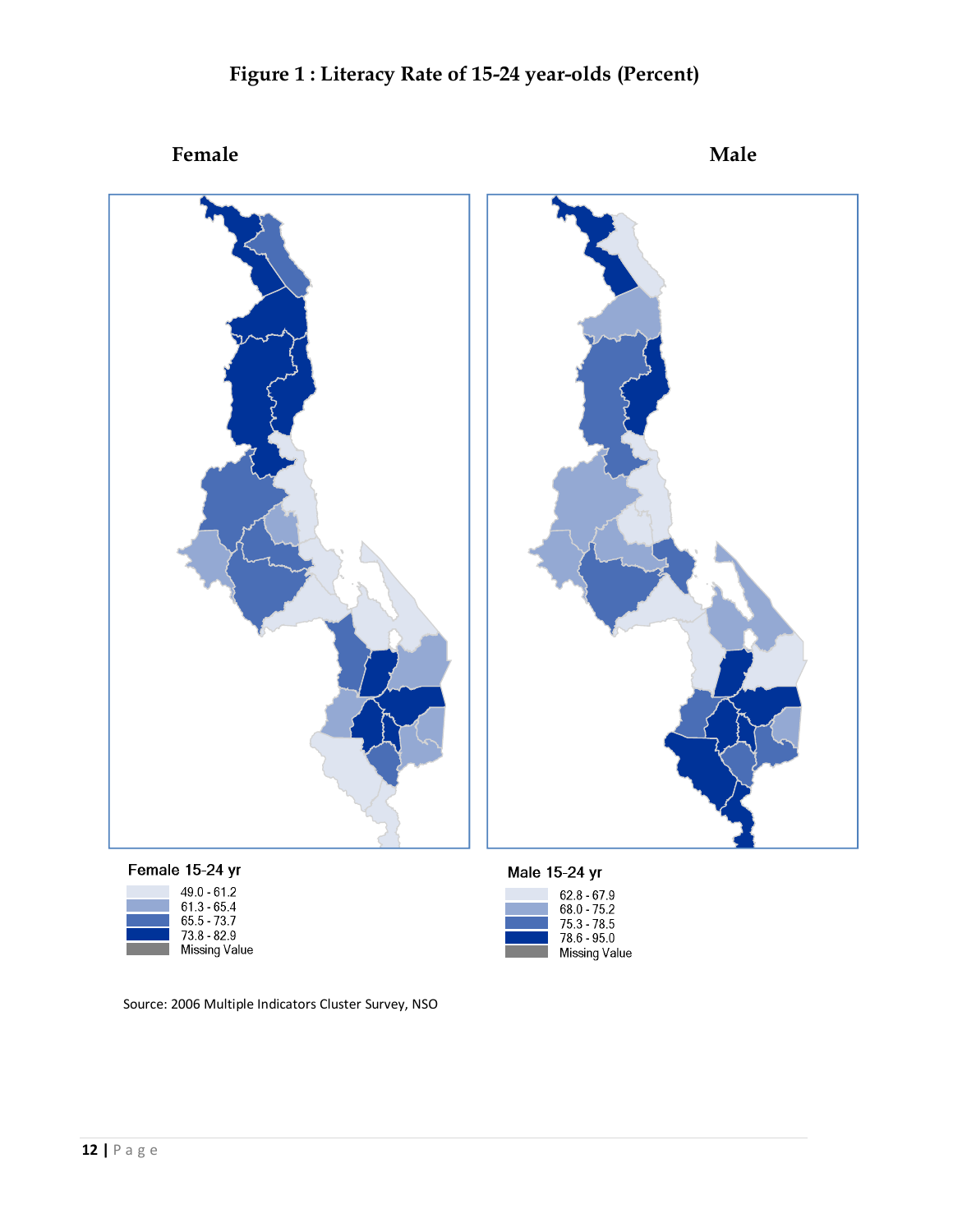# Figure 1 : Literacy Rate of 15-24 year-olds (Percent)

**Female** **Male**

Female 15-24 yr

- 49.0 - 61.2
- 61.3 - 65.4
- 65.5 - 73.7
- 73.8 - 82.9
- Missing Value

Male 15-24 yr

- 62.8 - 67.9
- 68.0 - 75.2
- 75.3 - 78.5
- 78.6 - 95.0
- Missing Value

Source: 2006 Multiple Indicators Cluster Survey, NSO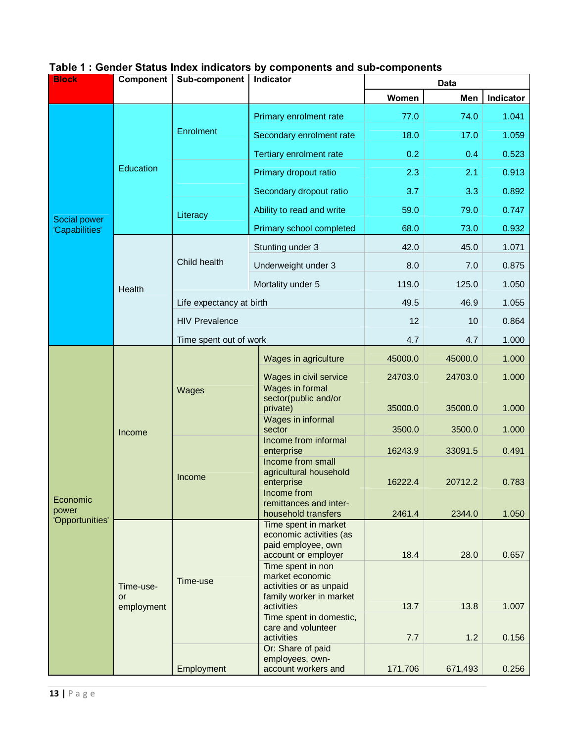**Table 1 : Gender Status Index indicators by components and sub-components**

| Block | Component | Sub-component | Indicator | Data | | |
|---|---|---|---|---|---|---|
| | | | | Women | Men | Indicator |
| Social power 'Capabilities' | Education | Enrolment | Primary enrolment rate | 77.0 | 74.0 | 1.041 |
| | | | Secondary enrolment rate | 18.0 | 17.0 | 1.059 |
| | | | Tertiary enrolment rate | 0.2 | 0.4 | 0.523 |
| | | | Primary dropout ratio | 2.3 | 2.1 | 0.913 |
| | | | Secondary dropout ratio | 3.7 | 3.3 | 0.892 |
| | | Literacy | Ability to read and write | 59.0 | 79.0 | 0.747 |
| | | | Primary school completed | 68.0 | 73.0 | 0.932 |
| | Health | Child health | Stunting under 3 | 42.0 | 45.0 | 1.071 |
| | | | Underweight under 3 | 8.0 | 7.0 | 0.875 |
| | | | Mortality under 5 | 119.0 | 125.0 | 1.050 |
| | | Life expectancy at birth | | 49.5 | 46.9 | 1.055 |
| | | HIV Prevalence | | 12 | 10 | 0.864 |
| | | Time spent out of work | | 4.7 | 4.7 | 1.000 |
| Economic power 'Opportunities' | Income | Wages | Wages in agriculture | 45000.0 | 45000.0 | 1.000 |
| | | | Wages in civil service | 24703.0 | 24703.0 | 1.000 |
| | | | Wages in formal sector(public and/or private) | 35000.0 | 35000.0 | 1.000 |
| | | | Wages in informal sector | 3500.0 | 3500.0 | 1.000 |
| | | Income | Income from informal enterprise | 16243.9 | 33091.5 | 0.491 |
| | | | Income from small agricultural household enterprise | 16222.4 | 20712.2 | 0.783 |
| | | | Income from remittances and inter-household transfers | 2461.4 | 2344.0 | 1.050 |
| | Time-use- or employment | Time-use | Time spent in market economic activities (as paid employee, own account or employer | 18.4 | 28.0 | 0.657 |
| | | | Time spent in non market economic activities or as unpaid family worker in market activities | 13.7 | 13.8 | 1.007 |
| | | | Time spent in domestic, care and volunteer activities | 7.7 | 1.2 | 0.156 |
| | | Employment | Or: Share of paid employees, own-account workers and | 171,706 | 671,493 | 0.256 |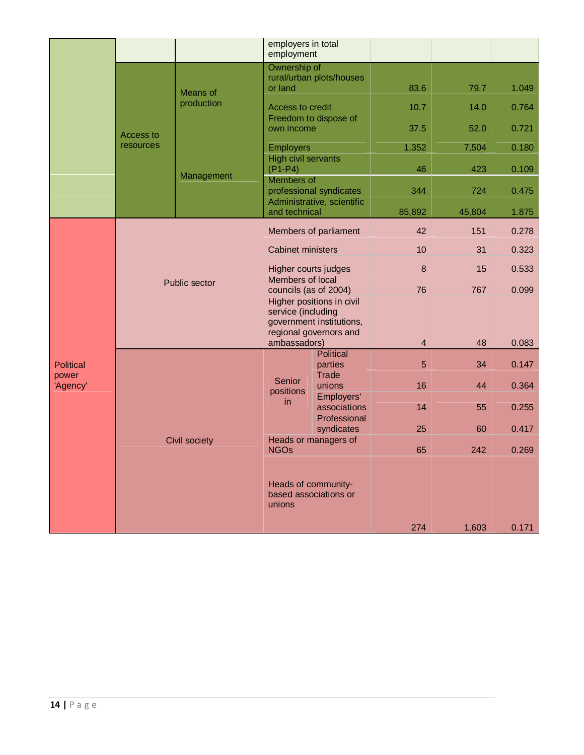| | | | | | | |
|---|---|---|---|---|---|---|
| | | | employers in total employment | | | |
| | Access to resources | Means of production | Ownership of rural/urban plots/houses or land | 83.6 | 79.7 | 1.049 |
| | | | Access to credit | 10.7 | 14.0 | 0.764 |
| | | | Freedom to dispose of own income | 37.5 | 52.0 | 0.721 |
| | | Management | Employers | 1,352 | 7,504 | 0.180 |
| | | | High civil servants (P1-P4) | 46 | 423 | 0.109 |
| | | | Members of professional syndicates | 344 | 724 | 0.475 |
| | | | Administrative, scientific and technical | 85,892 | 45,804 | 1.875 |
| Political power 'Agency' | Public sector | | Members of parliament | 42 | 151 | 0.278 |
| | | | Cabinet ministers | 10 | 31 | 0.323 |
| | | | Higher courts judges | 8 | 15 | 0.533 |
| | | | Members of local councils (as of 2004) | 76 | 767 | 0.099 |
| | | | Higher positions in civil service (including government institutions, regional governors and ambassadors) | 4 | 48 | 0.083 |
| | Civil society | | Senior positions in Political parties | 5 | 34 | 0.147 |
| | | | Senior positions in Trade unions | 16 | 44 | 0.364 |
| | | | Senior positions in Employers' associations | 14 | 55 | 0.255 |
| | | | Senior positions in Professional syndicates | 25 | 60 | 0.417 |
| | | | Heads or managers of NGOs | 65 | 242 | 0.269 |
| | | | Heads of community-based associations or unions | 274 | 1,603 | 0.171 |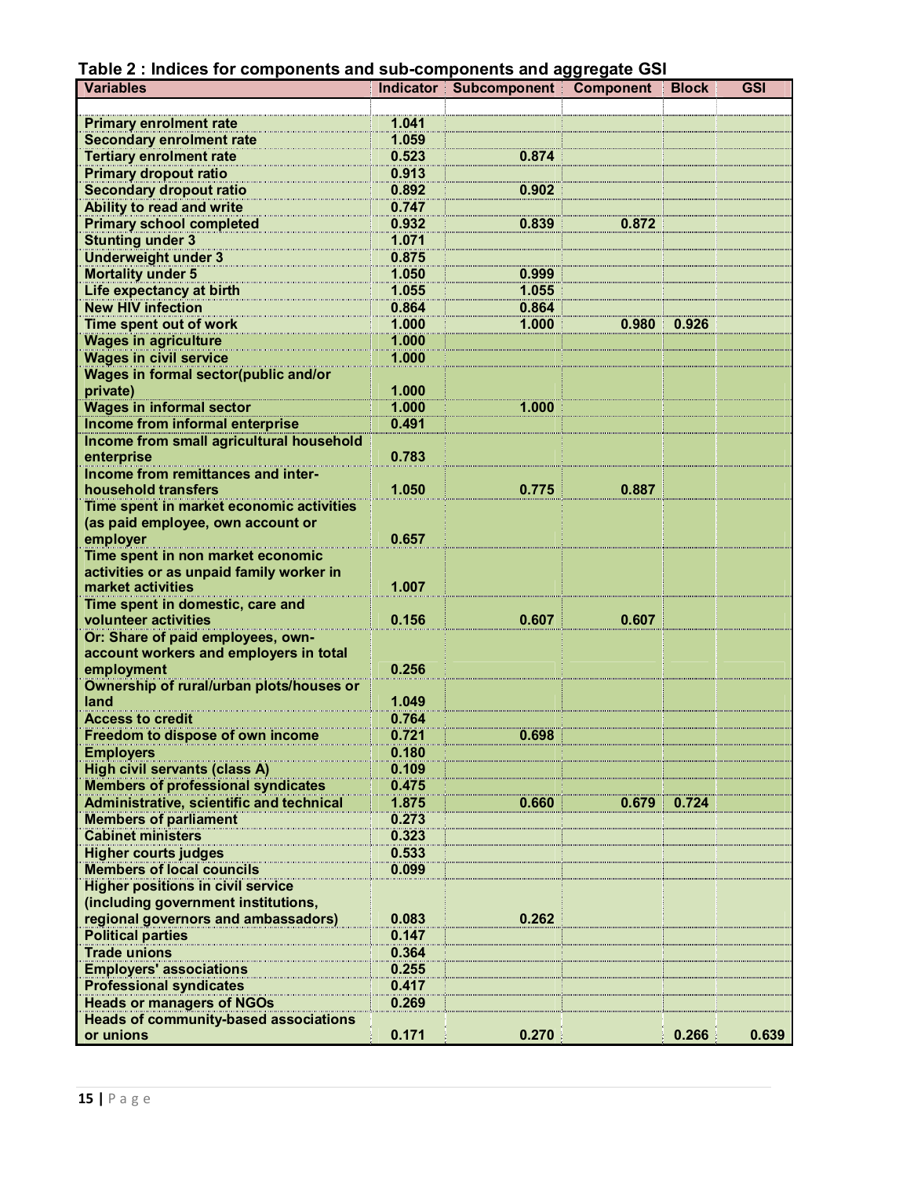**Table 2 : Indices for components and sub-components and aggregate GSI**

| Variables | Indicator | Subcomponent | Component | Block | GSI |
|---|---|---|---|---|---|
| | | | | | |
| Primary enrolment rate | 1.041 | | | | |
| Secondary enrolment rate | 1.059 | | | | |
| Tertiary enrolment rate | 0.523 | 0.874 | | | |
| Primary dropout ratio | 0.913 | | | | |
| Secondary dropout ratio | 0.892 | 0.902 | | | |
| Ability to read and write | 0.747 | | | | |
| Primary school completed | 0.932 | 0.839 | 0.872 | | |
| Stunting under 3 | 1.071 | | | | |
| Underweight under 3 | 0.875 | | | | |
| Mortality under 5 | 1.050 | 0.999 | | | |
| Life expectancy at birth | 1.055 | 1.055 | | | |
| New HIV infection | 0.864 | 0.864 | | | |
| Time spent out of work | 1.000 | 1.000 | 0.980 | 0.926 | |
| Wages in agriculture | 1.000 | | | | |
| Wages in civil service | 1.000 | | | | |
| Wages in formal sector(public and/or private) | 1.000 | | | | |
| Wages in informal sector | 1.000 | 1.000 | | | |
| Income from informal enterprise | 0.491 | | | | |
| Income from small agricultural household enterprise | 0.783 | | | | |
| Income from remittances and inter-household transfers | 1.050 | 0.775 | 0.887 | | |
| Time spent in market economic activities (as paid employee, own account or employer | 0.657 | | | | |
| Time spent in non market economic activities or as unpaid family worker in market activities | 1.007 | | | | |
| Time spent in domestic, care and volunteer activities | 0.156 | 0.607 | 0.607 | | |
| Or: Share of paid employees, own-account workers and employers in total employment | 0.256 | | | | |
| Ownership of rural/urban plots/houses or land | 1.049 | | | | |
| Access to credit | 0.764 | | | | |
| Freedom to dispose of own income | 0.721 | 0.698 | | | |
| Employers | 0.180 | | | | |
| High civil servants (class A) | 0.109 | | | | |
| Members of professional syndicates | 0.475 | | | | |
| Administrative, scientific and technical | 1.875 | 0.660 | 0.679 | 0.724 | |
| Members of parliament | 0.273 | | | | |
| Cabinet ministers | 0.323 | | | | |
| Higher courts judges | 0.533 | | | | |
| Members of local councils | 0.099 | | | | |
| Higher positions in civil service (including government institutions, regional governors and ambassadors) | 0.083 | 0.262 | | | |
| Political parties | 0.147 | | | | |
| Trade unions | 0.364 | | | | |
| Employers' associations | 0.255 | | | | |
| Professional syndicates | 0.417 | | | | |
| Heads or managers of NGOs | 0.269 | | | | |
| Heads of community-based associations or unions | 0.171 | 0.270 | | 0.266 | 0.639 |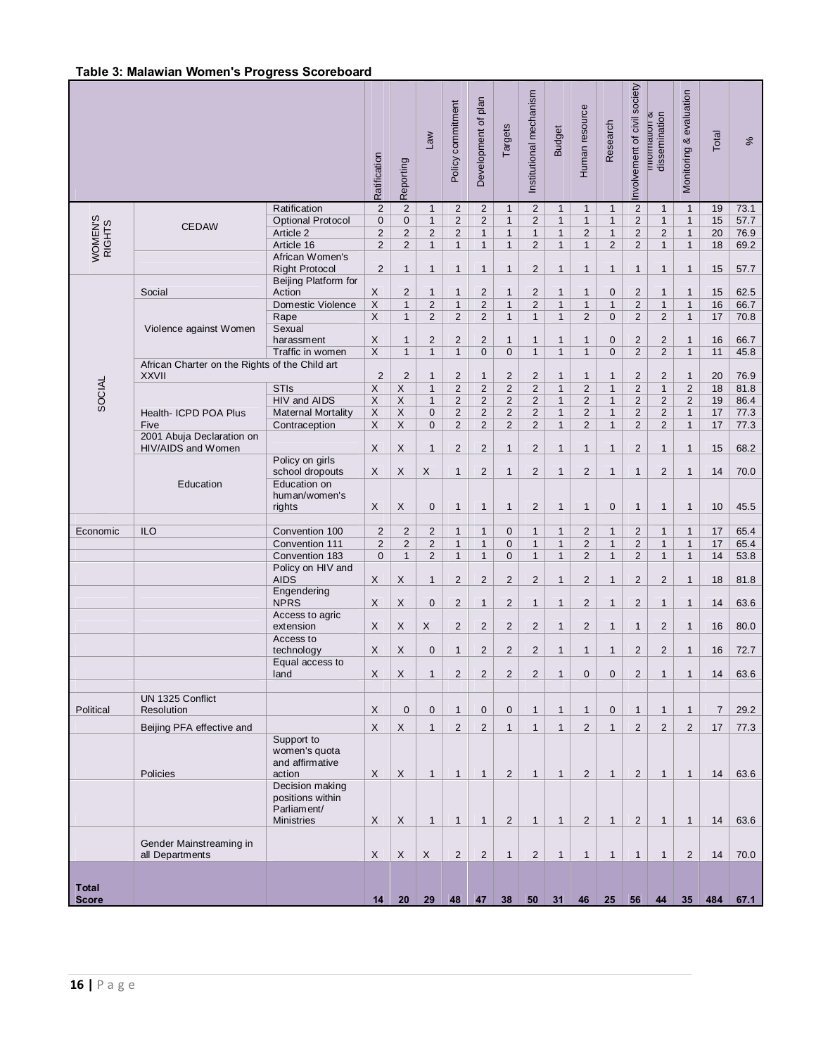**Table 3: Malawian Women's Progress Scoreboard**

| | | | Ratification | Reporting | Law | Policy commitment | Development of plan | Targets | Institutional mechanism | Budget | Human resource | Research | Involvement of civil society | Information & dissemination | Monitoring & evaluation | Total | % |
|---|---|---|---|---|---|---|---|---|---|---|---|---|---|---|---|---|---|
| WOMEN'S RIGHTS | CEDAW | Ratification | 2 | 2 | 1 | 2 | 2 | 1 | 2 | 1 | 1 | 1 | 2 | 1 | 1 | 19 | 73.1 |
| | | Optional Protocol | 0 | 0 | 1 | 2 | 2 | 1 | 2 | 1 | 1 | 1 | 2 | 1 | 1 | 15 | 57.7 |
| | | Article 2 | 2 | 2 | 2 | 2 | 1 | 1 | 1 | 1 | 2 | 1 | 2 | 2 | 1 | 20 | 76.9 |
| | | Article 16 | 2 | 2 | 1 | 1 | 1 | 1 | 2 | 1 | 1 | 2 | 2 | 1 | 1 | 18 | 69.2 |
| | | African Women's Right Protocol | 2 | 1 | 1 | 1 | 1 | 1 | 2 | 1 | 1 | 1 | 1 | 1 | 1 | 15 | 57.7 |
| SOCIAL | Social | Beijing Platform for Action | X | 2 | 1 | 1 | 2 | 1 | 2 | 1 | 1 | 0 | 2 | 1 | 1 | 15 | 62.5 |
| | Violence against Women | Domestic Violence | X | 1 | 2 | 1 | 2 | 1 | 2 | 1 | 1 | 1 | 2 | 1 | 1 | 16 | 66.7 |
| | | Rape | X | 1 | 2 | 2 | 2 | 1 | 1 | 1 | 2 | 0 | 2 | 2 | 1 | 17 | 70.8 |
| | | Sexual harassment | X | 1 | 2 | 2 | 2 | 1 | 1 | 1 | 1 | 0 | 2 | 2 | 1 | 16 | 66.7 |
| | | Traffic in women | X | 1 | 1 | 1 | 0 | 0 | 1 | 1 | 1 | 0 | 2 | 2 | 1 | 11 | 45.8 |
| | African Charter on the Rights of the Child art XXVII | | 2 | 2 | 1 | 2 | 1 | 2 | 2 | 1 | 1 | 1 | 2 | 2 | 1 | 20 | 76.9 |
| | Health- ICPD POA Plus Five | STIs | X | X | 1 | 2 | 2 | 2 | 2 | 1 | 2 | 1 | 2 | 1 | 2 | 18 | 81.8 |
| | | HIV and AIDS | X | X | 1 | 2 | 2 | 2 | 2 | 1 | 2 | 1 | 2 | 2 | 2 | 19 | 86.4 |
| | | Maternal Mortality | X | X | 0 | 2 | 2 | 2 | 2 | 1 | 2 | 1 | 2 | 2 | 1 | 17 | 77.3 |
| | | Contraception | X | X | 0 | 2 | 2 | 2 | 2 | 1 | 2 | 1 | 2 | 2 | 1 | 17 | 77.3 |
| | 2001 Abuja Declaration on HIV/AIDS and Women | | X | X | 1 | 2 | 2 | 1 | 2 | 1 | 1 | 1 | 2 | 1 | 1 | 15 | 68.2 |
| | Education | Policy on girls school dropouts | X | X | X | 1 | 2 | 1 | 2 | 1 | 2 | 1 | 1 | 2 | 1 | 14 | 70.0 |
| | | Education on human/women's rights | X | X | 0 | 1 | 1 | 1 | 2 | 1 | 1 | 0 | 1 | 1 | 1 | 10 | 45.5 |
| Economic | ILO | Convention 100 | 2 | 2 | 2 | 1 | 1 | 0 | 1 | 1 | 2 | 1 | 2 | 1 | 1 | 17 | 65.4 |
| | | Convention 111 | 2 | 2 | 2 | 1 | 1 | 0 | 1 | 1 | 2 | 1 | 2 | 1 | 1 | 17 | 65.4 |
| | | Convention 183 | 0 | 1 | 2 | 1 | 1 | 0 | 1 | 1 | 2 | 1 | 2 | 1 | 1 | 14 | 53.8 |
| | | Policy on HIV and AIDS | X | X | 1 | 2 | 2 | 2 | 2 | 1 | 2 | 1 | 2 | 2 | 1 | 18 | 81.8 |
| | | Engendering NPRS | X | X | 0 | 2 | 1 | 2 | 1 | 1 | 2 | 1 | 2 | 1 | 1 | 14 | 63.6 |
| | | Access to agric extension | X | X | X | 2 | 2 | 2 | 2 | 1 | 2 | 1 | 1 | 2 | 1 | 16 | 80.0 |
| | | Access to technology | X | X | 0 | 1 | 2 | 2 | 2 | 1 | 1 | 1 | 2 | 2 | 1 | 16 | 72.7 |
| | | Equal access to land | X | X | 1 | 2 | 2 | 2 | 2 | 1 | 0 | 0 | 2 | 1 | 1 | 14 | 63.6 |
| Political | UN 1325 Conflict Resolution | | X | 0 | 0 | 1 | 0 | 0 | 1 | 1 | 1 | 0 | 1 | 1 | 1 | 7 | 29.2 |
| | Beijing PFA effective and | | X | X | 1 | 2 | 2 | 1 | 1 | 1 | 2 | 1 | 2 | 2 | 2 | 17 | 77.3 |
| | Policies | Support to women's quota and affirmative action | X | X | 1 | 1 | 1 | 2 | 1 | 1 | 2 | 1 | 2 | 1 | 1 | 14 | 63.6 |
| | | Decision making positions within Parliament/ Ministries | X | X | 1 | 1 | 1 | 2 | 1 | 1 | 2 | 1 | 2 | 1 | 1 | 14 | 63.6 |
| | Gender Mainstreaming in all Departments | | X | X | X | 2 | 2 | 1 | 2 | 1 | 1 | 1 | 1 | 1 | 2 | 14 | 70.0 |
| **Total Score** | | | **14** | **20** | **29** | **48** | **47** | **38** | **50** | **31** | **46** | **25** | **56** | **44** | **35** | **484** | **67.1** |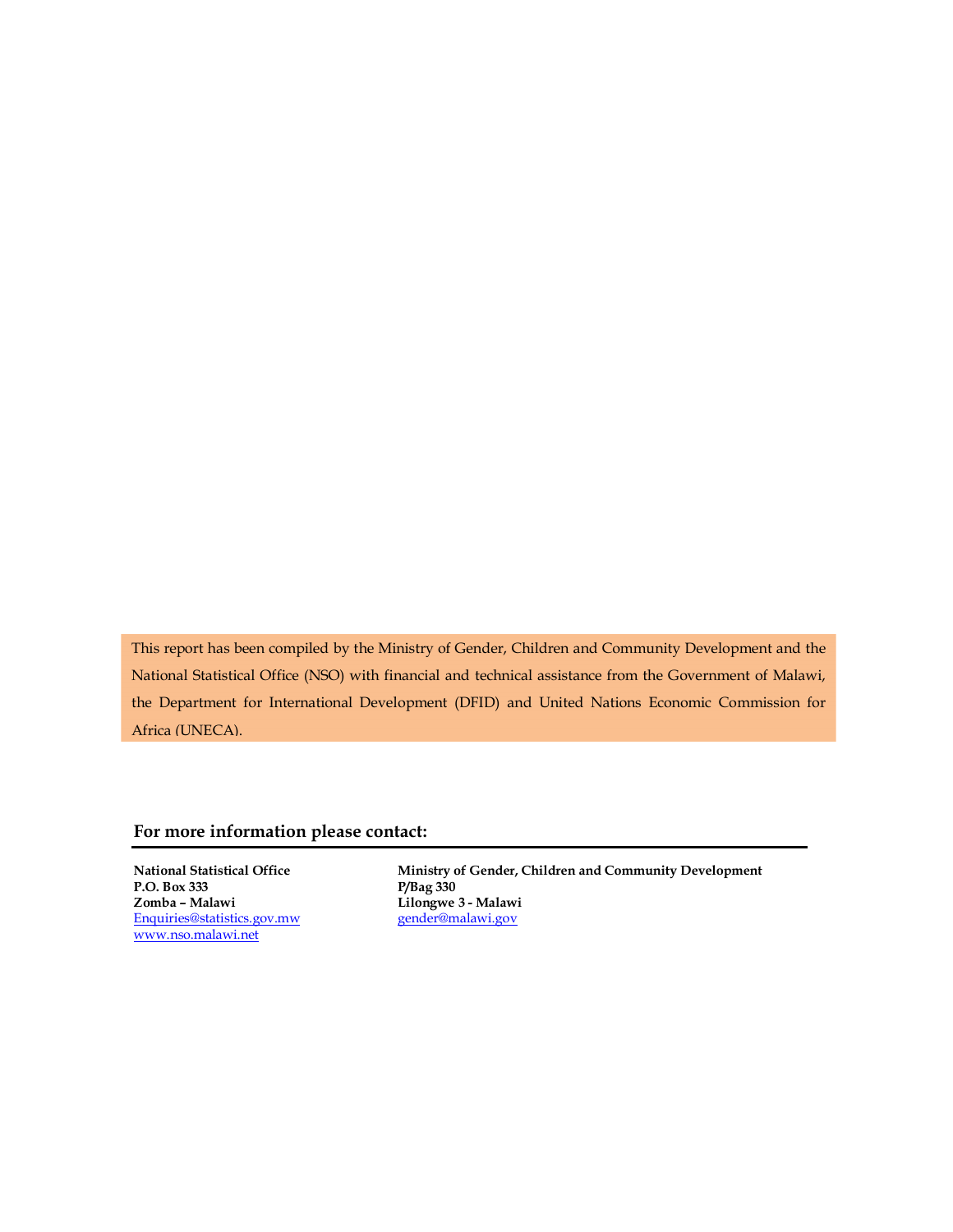This report has been compiled by the Ministry of Gender, Children and Community Development and the National Statistical Office (NSO) with financial and technical assistance from the Government of Malawi, the Department for International Development (DFID) and United Nations Economic Commission for Africa (UNECA).

## For more information please contact:

**National Statistical Office**
**P.O. Box 333**
**Zomba – Malawi**
Enquiries@statistics.gov.mw
www.nso.malawi.net

**Ministry of Gender, Children and Community Development**
**P/Bag 330**
**Lilongwe 3 - Malawi**
gender@malawi.gov